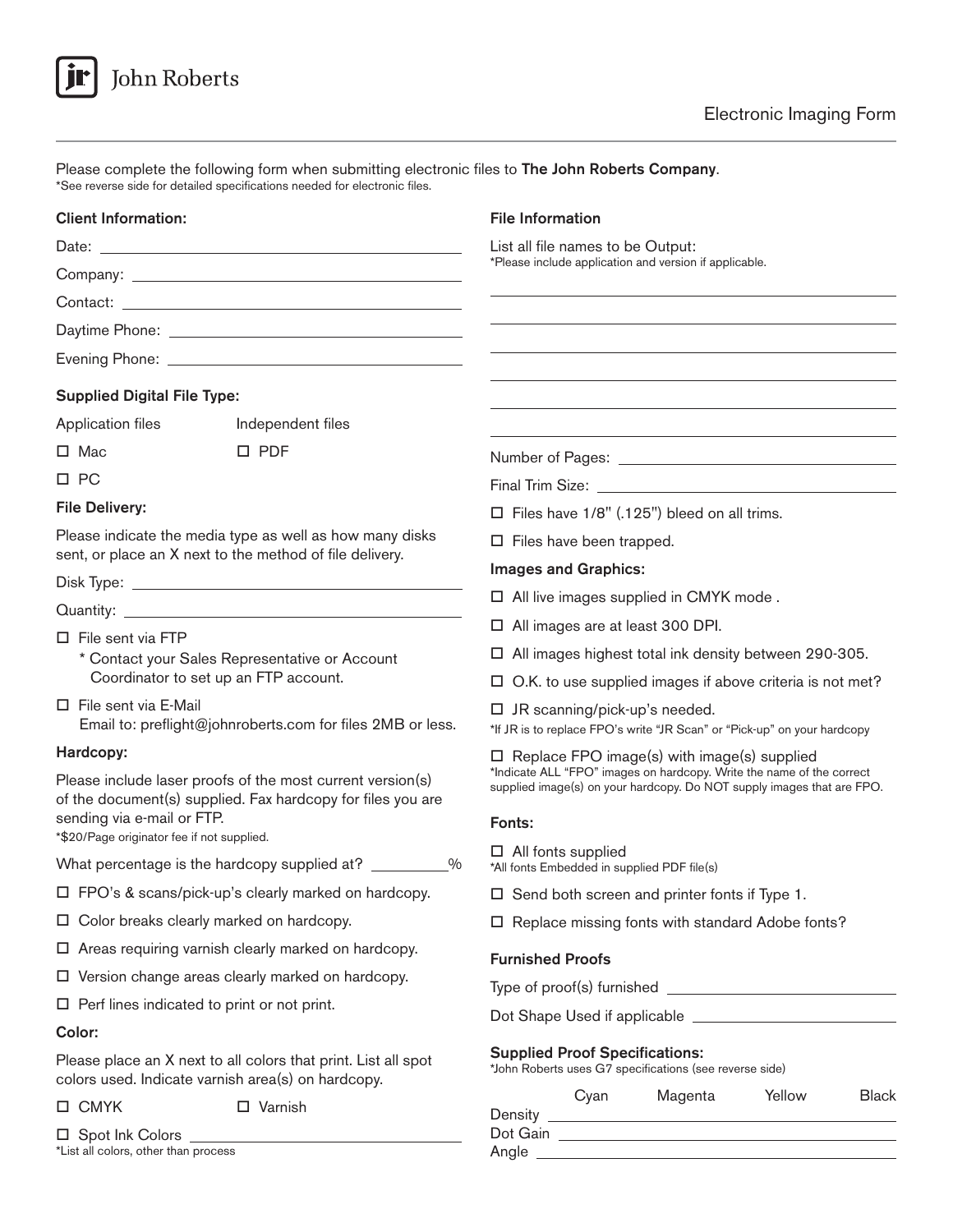John Roberts

# Electronic Imaging Form

Please complete the following form when submitting electronic files to **The John Roberts Company**.
*See reverse side for detailed specifications needed for electronic files.

## Client Information:

Date: ______________________

Company: ______________________

Contact: ______________________

Daytime Phone: ______________________

Evening Phone: ______________________

## Supplied Digital File Type:

Application files

- ☐ Mac
- ☐ PC

Independent files

- ☐ PDF

## File Delivery:

Please indicate the media type as well as how many disks sent, or place an X next to the method of file delivery.

Disk Type: ______________________

Quantity: ______________________

- ☐ File sent via FTP
  * Contact your Sales Representative or Account Coordinator to set up an FTP account.
- ☐ File sent via E-Mail
  Email to: preflight@johnroberts.com for files 2MB or less.

## Hardcopy:

Please include laser proofs of the most current version(s) of the document(s) supplied. Fax hardcopy for files you are sending via e-mail or FTP.
*$20/Page originator fee if not supplied.

What percentage is the hardcopy supplied at? ________%

- ☐ FPO's & scans/pick-up's clearly marked on hardcopy.
- ☐ Color breaks clearly marked on hardcopy.
- ☐ Areas requiring varnish clearly marked on hardcopy.
- ☐ Version change areas clearly marked on hardcopy.
- ☐ Perf lines indicated to print or not print.

## Color:

Please place an X next to all colors that print. List all spot colors used. Indicate varnish area(s) on hardcopy.

- ☐ CMYK
- ☐ Varnish
- ☐ Spot Ink Colors ______________________
  *List all colors, other than process

## File Information

List all file names to be Output:
*Please include application and version if applicable.

______________________

______________________

______________________

______________________

______________________

______________________

Number of Pages: ______________________

Final Trim Size: ______________________

- ☐ Files have 1/8" (.125") bleed on all trims.
- ☐ Files have been trapped.

## Images and Graphics:

- ☐ All live images supplied in CMYK mode .
- ☐ All images are at least 300 DPI.
- ☐ All images highest total ink density between 290-305.
- ☐ O.K. to use supplied images if above criteria is not met?
- ☐ JR scanning/pick-up's needed.
  *If JR is to replace FPO's write "JR Scan" or "Pick-up" on your hardcopy
- ☐ Replace FPO image(s) with image(s) supplied
  *Indicate ALL "FPO" images on hardcopy. Write the name of the correct supplied image(s) on your hardcopy. Do NOT supply images that are FPO.

## Fonts:

- ☐ All fonts supplied
  *All fonts Embedded in supplied PDF file(s)
- ☐ Send both screen and printer fonts if Type 1.
- ☐ Replace missing fonts with standard Adobe fonts?

## Furnished Proofs

Type of proof(s) furnished ______________________

Dot Shape Used if applicable ______________________

## Supplied Proof Specifications:

*John Roberts uses G7 specifications (see reverse side)

| | Cyan | Magenta | Yellow | Black |
|---|---|---|---|---|
| Density | | | | |
| Dot Gain | | | | |
| Angle | | | | |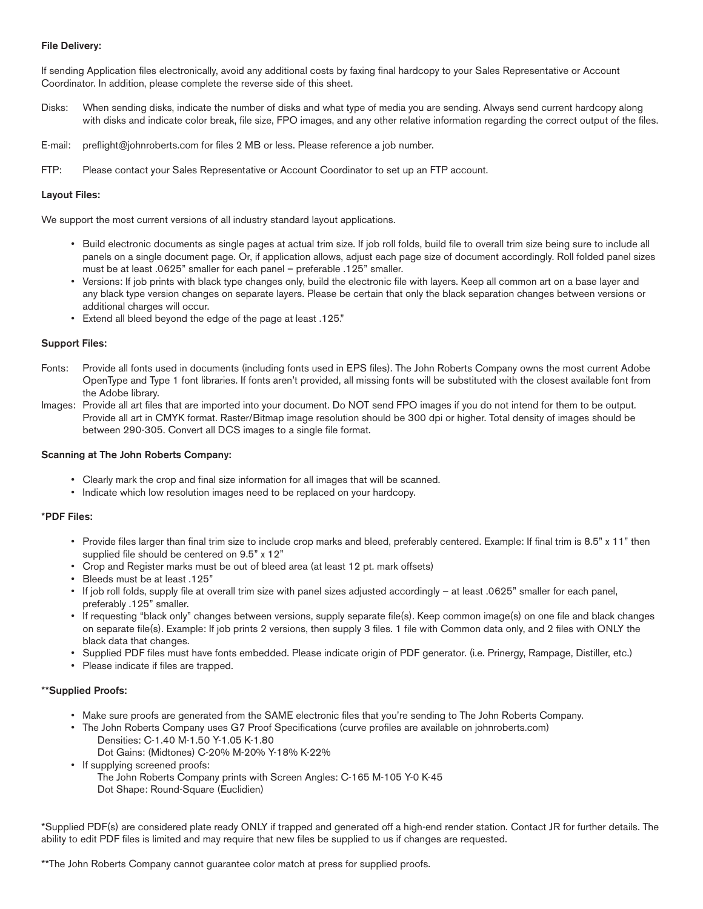### File Delivery:

If sending Application files electronically, avoid any additional costs by faxing final hardcopy to your Sales Representative or Account Coordinator. In addition, please complete the reverse side of this sheet.

Disks: When sending disks, indicate the number of disks and what type of media you are sending. Always send current hardcopy along with disks and indicate color break, file size, FPO images, and any other relative information regarding the correct output of the files.

E-mail: preflight@johnroberts.com for files 2 MB or less. Please reference a job number.

FTP: Please contact your Sales Representative or Account Coordinator to set up an FTP account.

### Layout Files:

We support the most current versions of all industry standard layout applications.

- Build electronic documents as single pages at actual trim size. If job roll folds, build file to overall trim size being sure to include all panels on a single document page. Or, if application allows, adjust each page size of document accordingly. Roll folded panel sizes must be at least .0625" smaller for each panel – preferable .125" smaller.
- Versions: If job prints with black type changes only, build the electronic file with layers. Keep all common art on a base layer and any black type version changes on separate layers. Please be certain that only the black separation changes between versions or additional charges will occur.
- Extend all bleed beyond the edge of the page at least .125."

### Support Files:

Fonts: Provide all fonts used in documents (including fonts used in EPS files). The John Roberts Company owns the most current Adobe OpenType and Type 1 font libraries. If fonts aren't provided, all missing fonts will be substituted with the closest available font from the Adobe library.

Images: Provide all art files that are imported into your document. Do NOT send FPO images if you do not intend for them to be output. Provide all art in CMYK format. Raster/Bitmap image resolution should be 300 dpi or higher. Total density of images should be between 290-305. Convert all DCS images to a single file format.

### Scanning at The John Roberts Company:

- Clearly mark the crop and final size information for all images that will be scanned.
- Indicate which low resolution images need to be replaced on your hardcopy.

### *PDF Files:

- Provide files larger than final trim size to include crop marks and bleed, preferably centered. Example: If final trim is 8.5" x 11" then supplied file should be centered on 9.5" x 12"
- Crop and Register marks must be out of bleed area (at least 12 pt. mark offsets)
- Bleeds must be at least .125"
- If job roll folds, supply file at overall trim size with panel sizes adjusted accordingly – at least .0625" smaller for each panel, preferably .125" smaller.
- If requesting "black only" changes between versions, supply separate file(s). Keep common image(s) on one file and black changes on separate file(s). Example: If job prints 2 versions, then supply 3 files. 1 file with Common data only, and 2 files with ONLY the black data that changes.
- Supplied PDF files must have fonts embedded. Please indicate origin of PDF generator. (i.e. Prinergy, Rampage, Distiller, etc.)
- Please indicate if files are trapped.

### **Supplied Proofs:

- Make sure proofs are generated from the SAME electronic files that you're sending to The John Roberts Company.
- The John Roberts Company uses G7 Proof Specifications (curve profiles are available on johnroberts.com)
  Densities: C-1.40 M-1.50 Y-1.05 K-1.80
  Dot Gains: (Midtones) C-20% M-20% Y-18% K-22%
- If supplying screened proofs:
  The John Roberts Company prints with Screen Angles: C-165 M-105 Y-0 K-45
  Dot Shape: Round-Square (Euclidien)

*Supplied PDF(s) are considered plate ready ONLY if trapped and generated off a high-end render station. Contact JR for further details. The ability to edit PDF files is limited and may require that new files be supplied to us if changes are requested.

**The John Roberts Company cannot guarantee color match at press for supplied proofs.